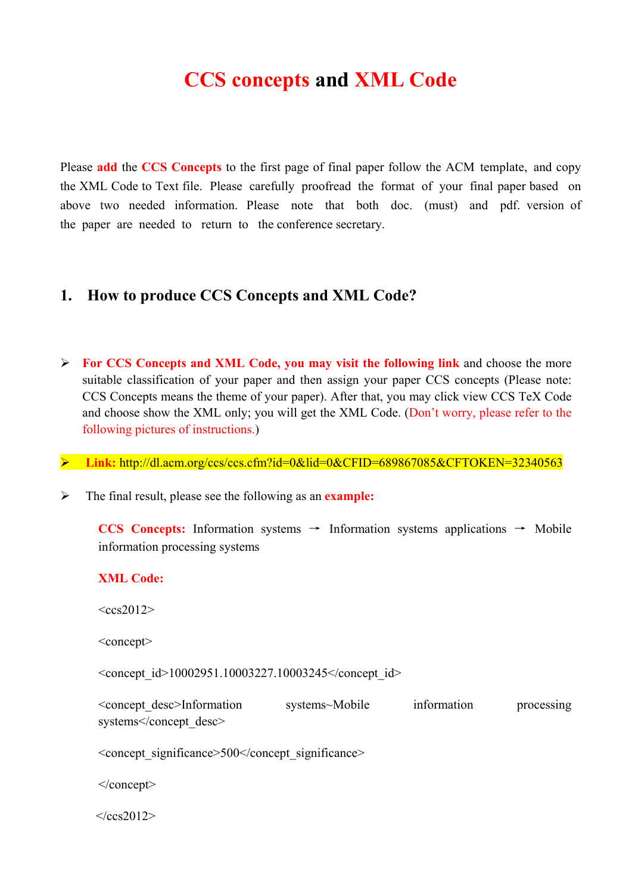# **CCS concepts** and **XML Code**

Please **add** the **CCS Concepts** to the first page of final paper follow the ACM template, and copy the XML Code to Text file. Please carefully proofread the format of your final paper based on above two needed information. Please note that both doc. (must) and pdf. version of the paper are needed to return to the conference secretary.

## 1. How to produce CCS Concepts and XML Code?

- **For CCS Concepts and XML Code, you may visit the following link** and choose the more suitable classification of your paper and then assign your paper CCS concepts (Please note: CCS Concepts means the theme of your paper). After that, you may click view CCS TeX Code and choose show the XML only; you will get the XML Code. (Don't worry, please refer to the following pictures of instructions.)

- **Link:** http://dl.acm.org/ccs/ccs.cfm?id=0&lid=0&CFID=689867085&CFTOKEN=32340563

- The final result, please see the following as an **example:**

  **CCS Concepts:** Information systems → Information systems applications → Mobile information processing systems

  **XML Code:**

  <ccs2012>

  <concept>

  <concept_id>10002951.10003227.10003245</concept_id>

  <concept_desc>Information systems~Mobile information processing systems</concept_desc>

  <concept_significance>500</concept_significance>

  </concept>

  </ccs2012>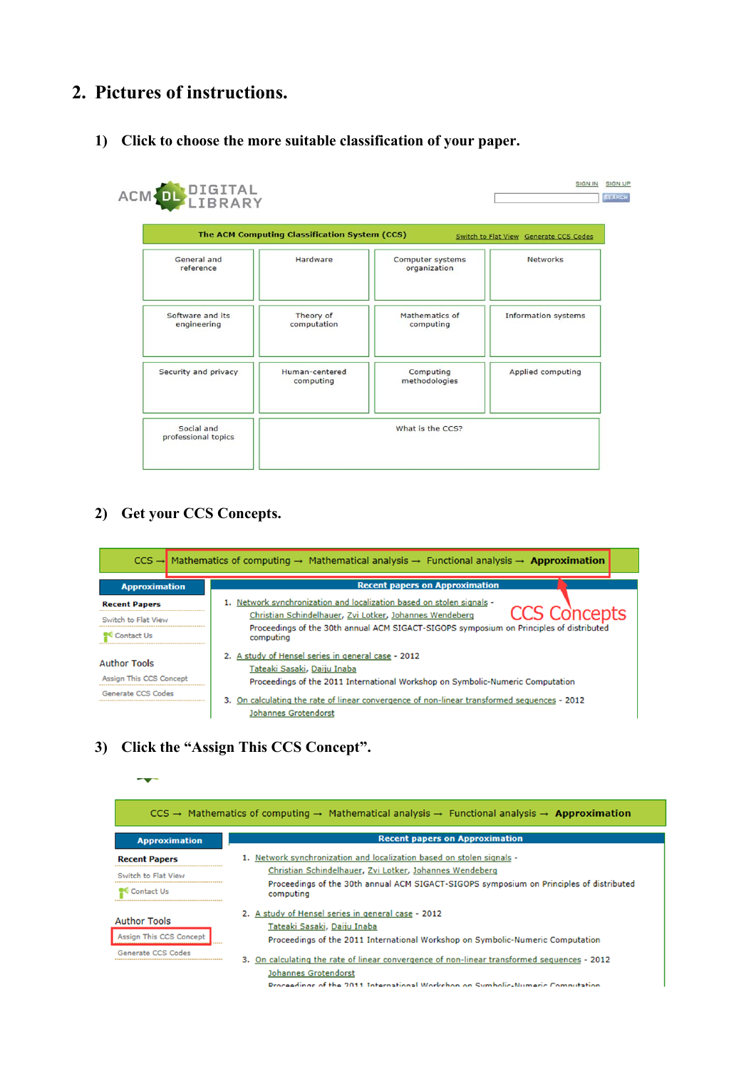## 2. Pictures of instructions.

### 1) Click to choose the more suitable classification of your paper.

ACM DL DIGITAL LIBRARY

SIGN IN SIGN UP

SEARCH

The ACM Computing Classification System (CCS) Switch to Flat View Generate CCS Codes

| | | | |
|---|---|---|---|
| General and reference | Hardware | Computer systems organization | Networks |
| Software and its engineering | Theory of computation | Mathematics of computing | Information systems |
| Security and privacy | Human-centered computing | Computing methodologies | Applied computing |
| Social and professional topics | What is the CCS? | | |

### 2) Get your CCS Concepts.

CCS → Mathematics of computing → Mathematical analysis → Functional analysis → **Approximation**

CCS Concepts

**Approximation**

Recent Papers

Switch to Flat View

Contact Us

Author Tools

Assign This CCS Concept

Generate CCS Codes

**Recent papers on Approximation**

1. Network synchronization and localization based on stolen signals -
   Christian Schindelhauer, Zvi Lotker, Johannes Wendeberg
   Proceedings of the 30th annual ACM SIGACT-SIGOPS symposium on Principles of distributed computing
2. A study of Hensel series in general case - 2012
   Tateaki Sasaki, Daiju Inaba
   Proceedings of the 2011 International Workshop on Symbolic-Numeric Computation
3. On calculating the rate of linear convergence of non-linear transformed sequences - 2012
   Johannes Grotendorst

### 3) Click the "Assign This CCS Concept".

CCS → Mathematics of computing → Mathematical analysis → Functional analysis → **Approximation**

**Approximation**

Recent Papers

Switch to Flat View

Contact Us

Author Tools

Assign This CCS Concept

Generate CCS Codes

**Recent papers on Approximation**

1. Network synchronization and localization based on stolen signals -
   Christian Schindelhauer, Zvi Lotker, Johannes Wendeberg
   Proceedings of the 30th annual ACM SIGACT-SIGOPS symposium on Principles of distributed computing
2. A study of Hensel series in general case - 2012
   Tateaki Sasaki, Daiju Inaba
   Proceedings of the 2011 International Workshop on Symbolic-Numeric Computation
3. On calculating the rate of linear convergence of non-linear transformed sequences - 2012
   Johannes Grotendorst
   Proceedings of the 2011 International Workshop on Symbolic-Numeric Computation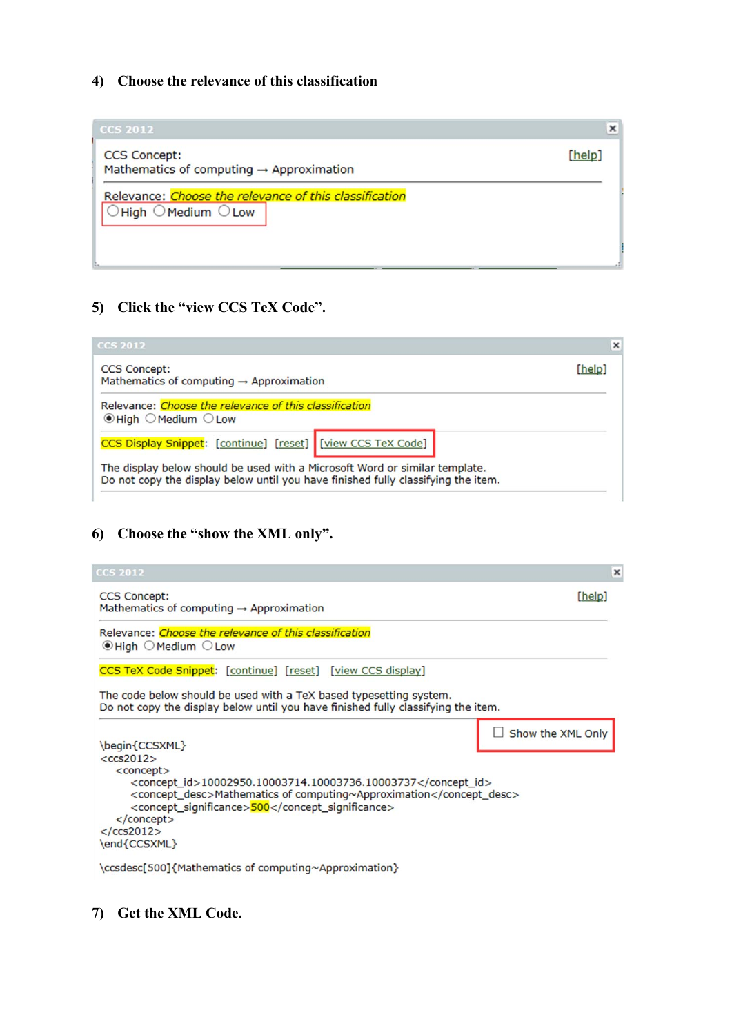4) **Choose the relevance of this classification**

CCS 2012

CCS Concept:
Mathematics of computing → Approximation

[help]

Relevance: *Choose the relevance of this classification*
○High ○Medium ○Low

5) **Click the "view CCS TeX Code".**

CCS 2012

CCS Concept:
Mathematics of computing → Approximation

[help]

Relevance: *Choose the relevance of this classification*
◉High ○Medium ○Low

CCS Display Snippet: [continue] [reset] [view CCS TeX Code]

The display below should be used with a Microsoft Word or similar template.
Do not copy the display below until you have finished fully classifying the item.

6) **Choose the "show the XML only".**

CCS 2012

CCS Concept:
Mathematics of computing → Approximation

[help]

Relevance: *Choose the relevance of this classification*
◉High ○Medium ○Low

CCS TeX Code Snippet: [continue] [reset] [view CCS display]

The code below should be used with a TeX based typesetting system.
Do not copy the display below until you have finished fully classifying the item.

☐ Show the XML Only

```
\begin{CCSXML}
<ccs2012>
   <concept>
      <concept_id>10002950.10003714.10003736.10003737</concept_id>
      <concept_desc>Mathematics of computing~Approximation</concept_desc>
      <concept_significance>500</concept_significance>
   </concept>
</ccs2012>
\end{CCSXML}

\ccsdesc[500]{Mathematics of computing~Approximation}
```

7) **Get the XML Code.**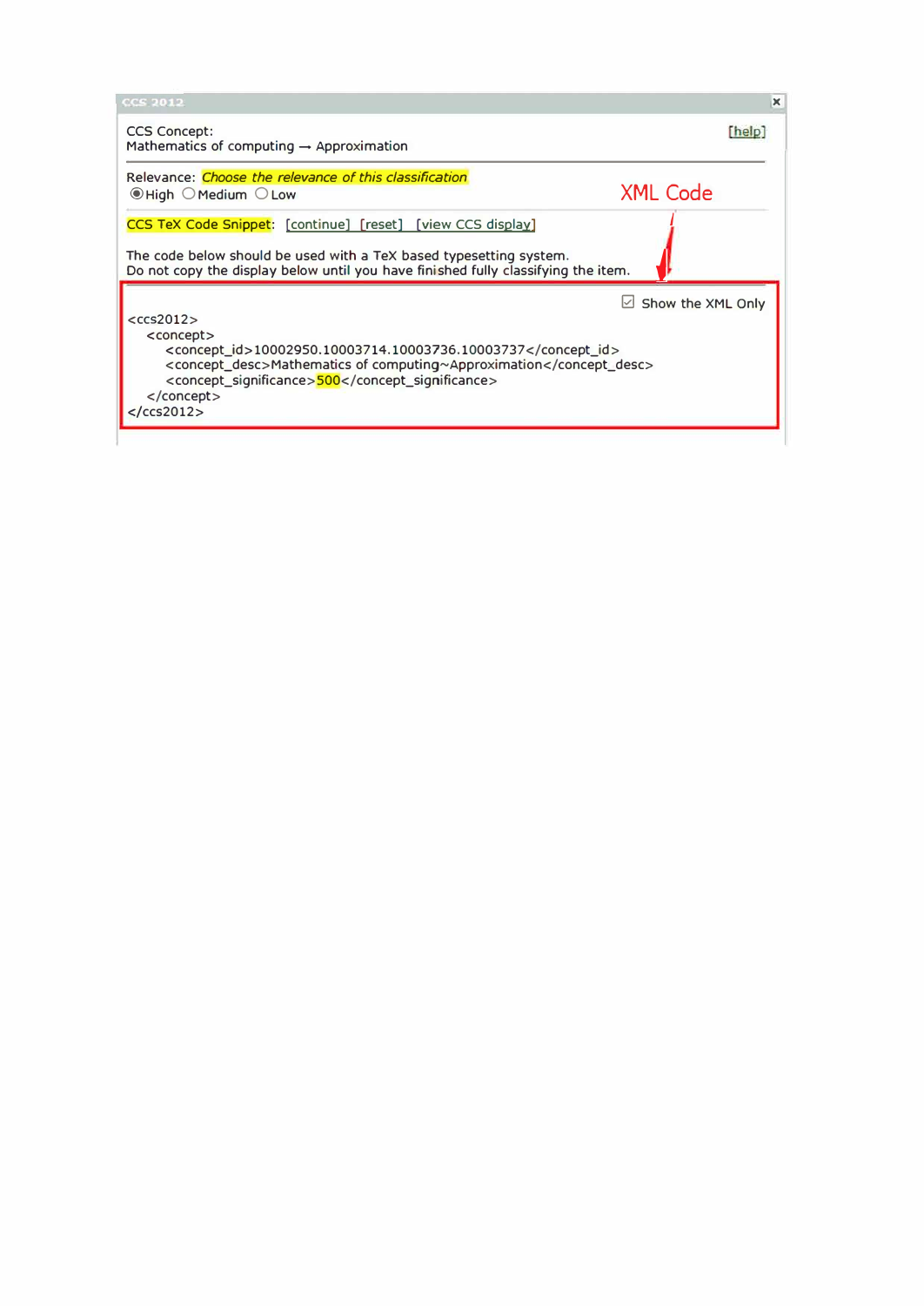CCS 2012

CCS Concept:
Mathematics of computing → Approximation

[help]

Relevance: *Choose the relevance of this classification*
◉ High ○ Medium ○ Low

XML Code

CCS TeX Code Snippet: [continue] [reset] [view CCS display]

The code below should be used with a TeX based typesetting system.
Do not copy the display below until you have finished fully classifying the item.

☑ Show the XML Only

```
<ccs2012>
  <concept>
    <concept_id>10002950.10003714.10003736.10003737</concept_id>
    <concept_desc>Mathematics of computing~Approximation</concept_desc>
    <concept_significance>500</concept_significance>
  </concept>
</ccs2012>
```